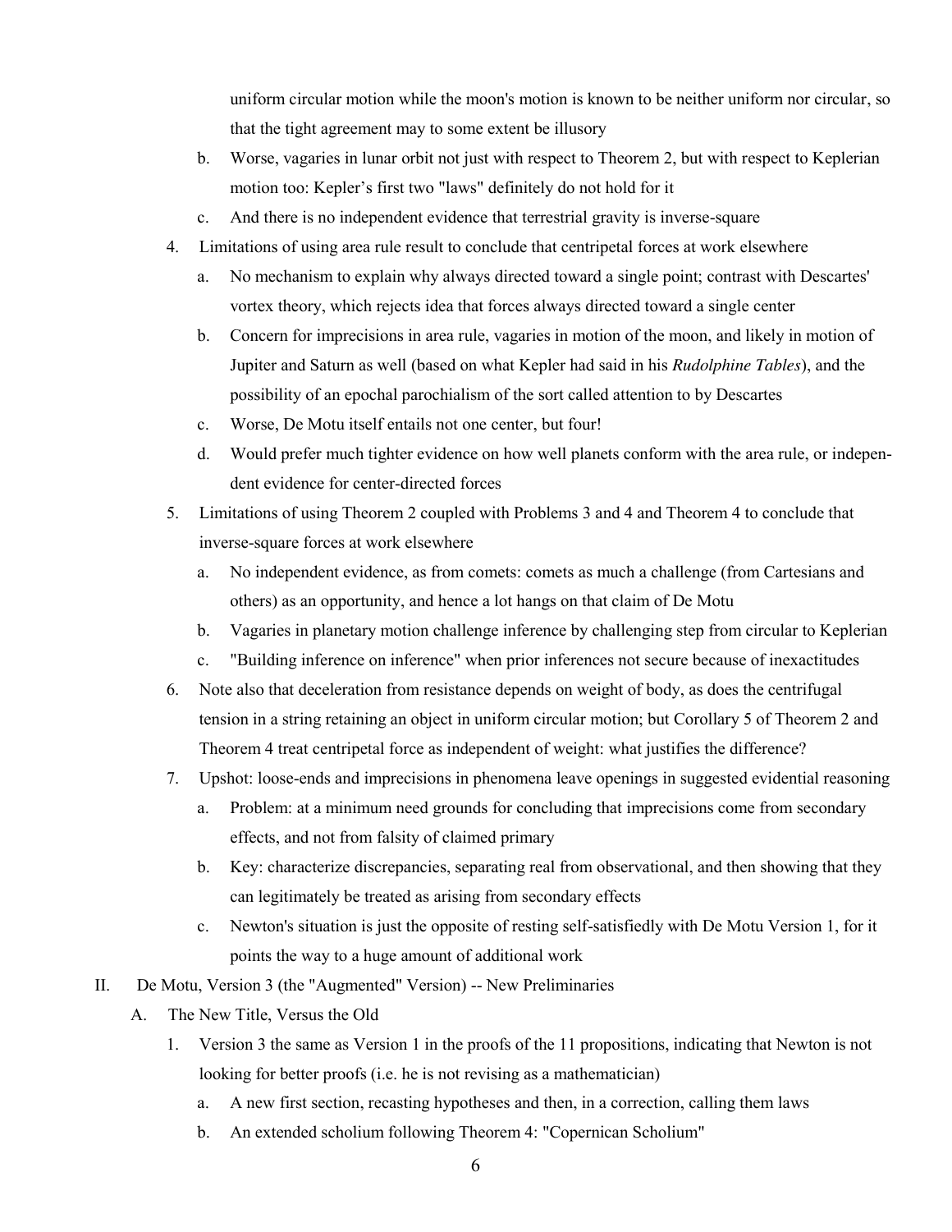uniform circular motion while the moon's motion is known to be neither uniform nor circular, so that the tight agreement may to some extent be illusory

   b. Worse, vagaries in lunar orbit not just with respect to Theorem 2, but with respect to Keplerian motion too: Kepler's first two "laws" definitely do not hold for it
   c. And there is no independent evidence that terrestrial gravity is inverse-square

4. Limitations of using area rule result to conclude that centripetal forces at work elsewhere
   a. No mechanism to explain why always directed toward a single point; contrast with Descartes' vortex theory, which rejects idea that forces always directed toward a single center
   b. Concern for imprecisions in area rule, vagaries in motion of the moon, and likely in motion of Jupiter and Saturn as well (based on what Kepler had said in his *Rudolphine Tables*), and the possibility of an epochal parochialism of the sort called attention to by Descartes
   c. Worse, De Motu itself entails not one center, but four!
   d. Would prefer much tighter evidence on how well planets conform with the area rule, or independent evidence for center-directed forces
5. Limitations of using Theorem 2 coupled with Problems 3 and 4 and Theorem 4 to conclude that inverse-square forces at work elsewhere
   a. No independent evidence, as from comets: comets as much a challenge (from Cartesians and others) as an opportunity, and hence a lot hangs on that claim of De Motu
   b. Vagaries in planetary motion challenge inference by challenging step from circular to Keplerian
   c. "Building inference on inference" when prior inferences not secure because of inexactitudes
6. Note also that deceleration from resistance depends on weight of body, as does the centrifugal tension in a string retaining an object in uniform circular motion; but Corollary 5 of Theorem 2 and Theorem 4 treat centripetal force as independent of weight: what justifies the difference?
7. Upshot: loose-ends and imprecisions in phenomena leave openings in suggested evidential reasoning
   a. Problem: at a minimum need grounds for concluding that imprecisions come from secondary effects, and not from falsity of claimed primary
   b. Key: characterize discrepancies, separating real from observational, and then showing that they can legitimately be treated as arising from secondary effects
   c. Newton's situation is just the opposite of resting self-satisfiedly with De Motu Version 1, for it points the way to a huge amount of additional work

II. De Motu, Version 3 (the "Augmented" Version) -- New Preliminaries

   A. The New Title, Versus the Old

      1. Version 3 the same as Version 1 in the proofs of the 11 propositions, indicating that Newton is not looking for better proofs (i.e. he is not revising as a mathematician)
         a. A new first section, recasting hypotheses and then, in a correction, calling them laws
         b. An extended scholium following Theorem 4: "Copernican Scholium"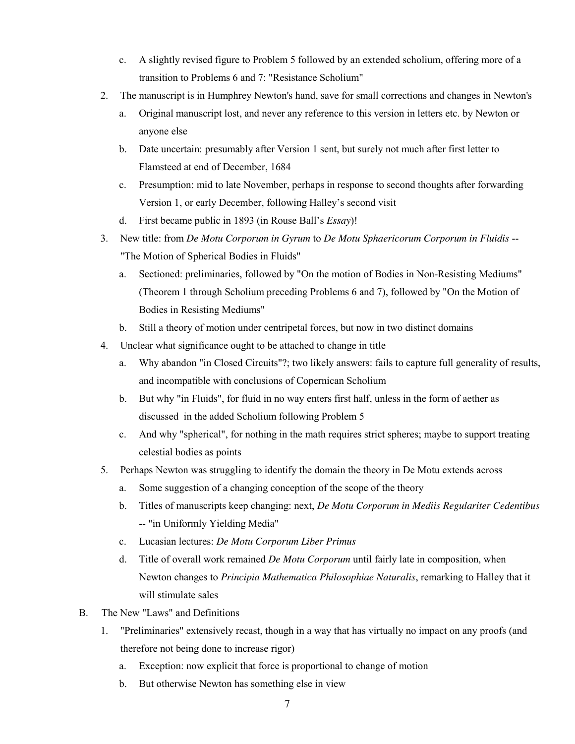c. A slightly revised figure to Problem 5 followed by an extended scholium, offering more of a transition to Problems 6 and 7: "Resistance Scholium"

2. The manuscript is in Humphrey Newton's hand, save for small corrections and changes in Newton's
   a. Original manuscript lost, and never any reference to this version in letters etc. by Newton or anyone else
   b. Date uncertain: presumably after Version 1 sent, but surely not much after first letter to Flamsteed at end of December, 1684
   c. Presumption: mid to late November, perhaps in response to second thoughts after forwarding Version 1, or early December, following Halley's second visit
   d. First became public in 1893 (in Rouse Ball's *Essay*)!

3. New title: from *De Motu Corporum in Gyrum* to *De Motu Sphaericorum Corporum in Fluidis* -- "The Motion of Spherical Bodies in Fluids"
   a. Sectioned: preliminaries, followed by "On the motion of Bodies in Non-Resisting Mediums" (Theorem 1 through Scholium preceding Problems 6 and 7), followed by "On the Motion of Bodies in Resisting Mediums"
   b. Still a theory of motion under centripetal forces, but now in two distinct domains

4. Unclear what significance ought to be attached to change in title
   a. Why abandon "in Closed Circuits"?; two likely answers: fails to capture full generality of results, and incompatible with conclusions of Copernican Scholium
   b. But why "in Fluids", for fluid in no way enters first half, unless in the form of aether as discussed in the added Scholium following Problem 5
   c. And why "spherical", for nothing in the math requires strict spheres; maybe to support treating celestial bodies as points

5. Perhaps Newton was struggling to identify the domain the theory in De Motu extends across
   a. Some suggestion of a changing conception of the scope of the theory
   b. Titles of manuscripts keep changing: next, *De Motu Corporum in Mediis Regulariter Cedentibus* -- "in Uniformly Yielding Media"
   c. Lucasian lectures: *De Motu Corporum Liber Primus*
   d. Title of overall work remained *De Motu Corporum* until fairly late in composition, when Newton changes to *Principia Mathematica Philosophiae Naturalis*, remarking to Halley that it will stimulate sales

B. The New "Laws" and Definitions

1. "Preliminaries" extensively recast, though in a way that has virtually no impact on any proofs (and therefore not being done to increase rigor)
   a. Exception: now explicit that force is proportional to change of motion
   b. But otherwise Newton has something else in view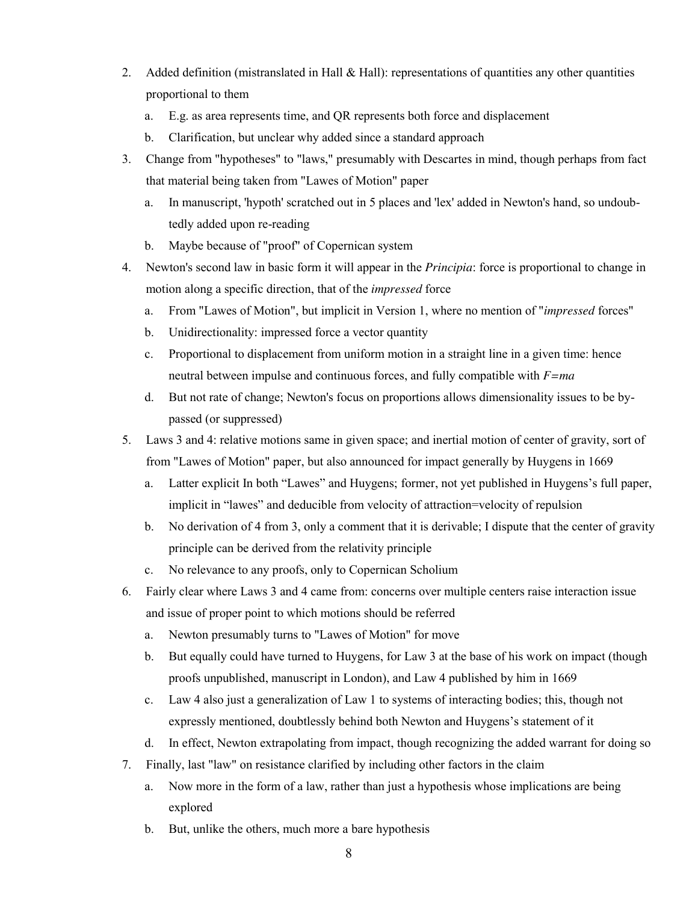2. Added definition (mistranslated in Hall & Hall): representations of quantities any other quantities proportional to them
    a. E.g. as area represents time, and QR represents both force and displacement
    b. Clarification, but unclear why added since a standard approach
3. Change from "hypotheses" to "laws," presumably with Descartes in mind, though perhaps from fact that material being taken from "Lawes of Motion" paper
    a. In manuscript, 'hypoth' scratched out in 5 places and 'lex' added in Newton's hand, so undoubtedly added upon re-reading
    b. Maybe because of "proof" of Copernican system
4. Newton's second law in basic form it will appear in the *Principia*: force is proportional to change in motion along a specific direction, that of the *impressed* force
    a. From "Lawes of Motion", but implicit in Version 1, where no mention of "*impressed* forces"
    b. Unidirectionality: impressed force a vector quantity
    c. Proportional to displacement from uniform motion in a straight line in a given time: hence neutral between impulse and continuous forces, and fully compatible with $F=ma$
    d. But not rate of change; Newton's focus on proportions allows dimensionality issues to be bypassed (or suppressed)
5. Laws 3 and 4: relative motions same in given space; and inertial motion of center of gravity, sort of from "Lawes of Motion" paper, but also announced for impact generally by Huygens in 1669
    a. Latter explicit In both "Lawes" and Huygens; former, not yet published in Huygens's full paper, implicit in "lawes" and deducible from velocity of attraction=velocity of repulsion
    b. No derivation of 4 from 3, only a comment that it is derivable; I dispute that the center of gravity principle can be derived from the relativity principle
    c. No relevance to any proofs, only to Copernican Scholium
6. Fairly clear where Laws 3 and 4 came from: concerns over multiple centers raise interaction issue and issue of proper point to which motions should be referred
    a. Newton presumably turns to "Lawes of Motion" for move
    b. But equally could have turned to Huygens, for Law 3 at the base of his work on impact (though proofs unpublished, manuscript in London), and Law 4 published by him in 1669
    c. Law 4 also just a generalization of Law 1 to systems of interacting bodies; this, though not expressly mentioned, doubtlessly behind both Newton and Huygens's statement of it
    d. In effect, Newton extrapolating from impact, though recognizing the added warrant for doing so
7. Finally, last "law" on resistance clarified by including other factors in the claim
    a. Now more in the form of a law, rather than just a hypothesis whose implications are being explored
    b. But, unlike the others, much more a bare hypothesis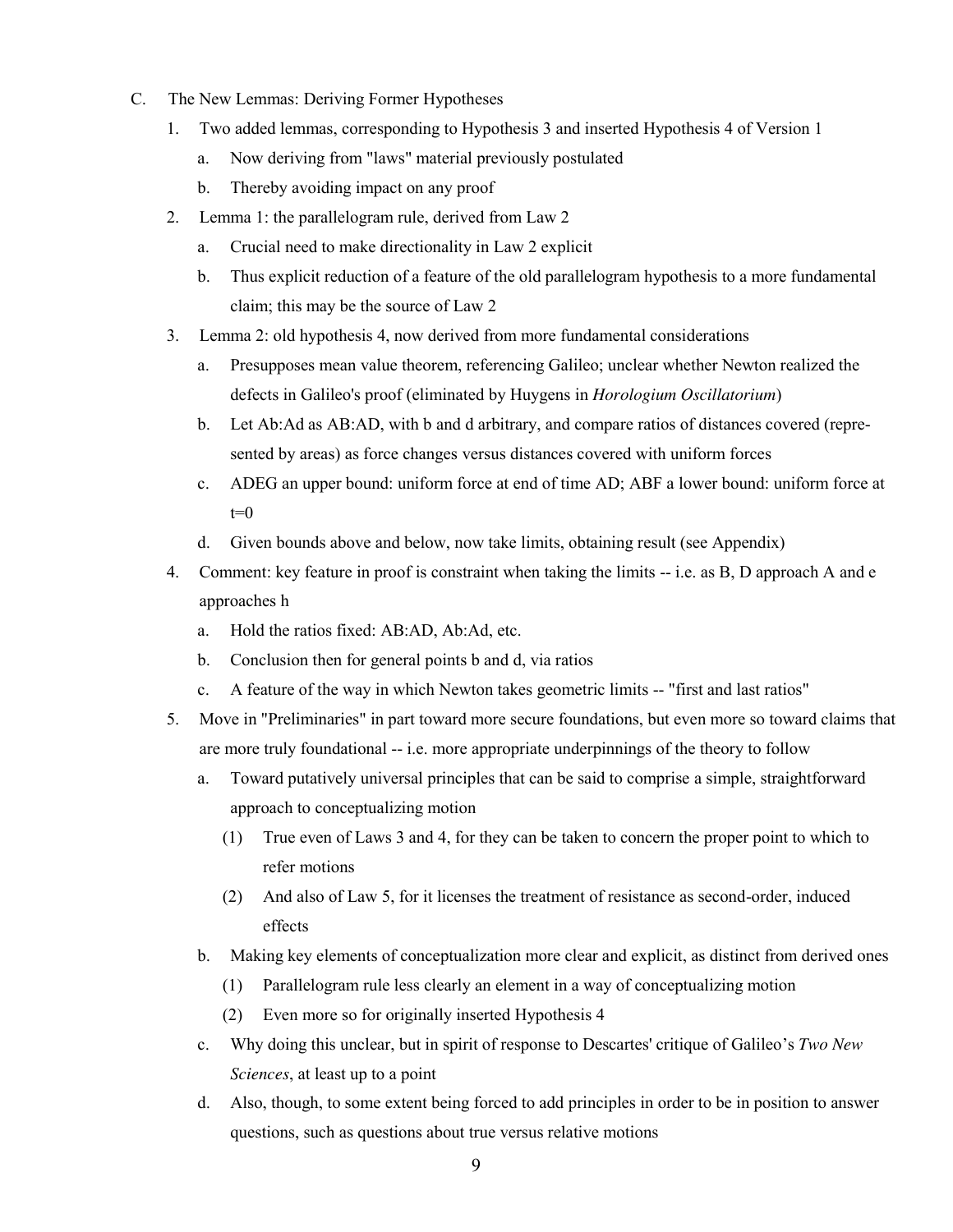C. The New Lemmas: Deriving Former Hypotheses

1. Two added lemmas, corresponding to Hypothesis 3 and inserted Hypothesis 4 of Version 1
   a. Now deriving from "laws" material previously postulated
   b. Thereby avoiding impact on any proof
2. Lemma 1: the parallelogram rule, derived from Law 2
   a. Crucial need to make directionality in Law 2 explicit
   b. Thus explicit reduction of a feature of the old parallelogram hypothesis to a more fundamental claim; this may be the source of Law 2
3. Lemma 2: old hypothesis 4, now derived from more fundamental considerations
   a. Presupposes mean value theorem, referencing Galileo; unclear whether Newton realized the defects in Galileo's proof (eliminated by Huygens in *Horologium Oscillatorium*)
   b. Let Ab:Ad as AB:AD, with b and d arbitrary, and compare ratios of distances covered (represented by areas) as force changes versus distances covered with uniform forces
   c. ADEG an upper bound: uniform force at end of time AD; ABF a lower bound: uniform force at $t=0$
   d. Given bounds above and below, now take limits, obtaining result (see Appendix)
4. Comment: key feature in proof is constraint when taking the limits -- i.e. as B, D approach A and e approaches h
   a. Hold the ratios fixed: AB:AD, Ab:Ad, etc.
   b. Conclusion then for general points b and d, via ratios
   c. A feature of the way in which Newton takes geometric limits -- "first and last ratios"
5. Move in "Preliminaries" in part toward more secure foundations, but even more so toward claims that are more truly foundational -- i.e. more appropriate underpinnings of the theory to follow
   a. Toward putatively universal principles that can be said to comprise a simple, straightforward approach to conceptualizing motion
      (1) True even of Laws 3 and 4, for they can be taken to concern the proper point to which to refer motions
      (2) And also of Law 5, for it licenses the treatment of resistance as second-order, induced effects
   b. Making key elements of conceptualization more clear and explicit, as distinct from derived ones
      (1) Parallelogram rule less clearly an element in a way of conceptualizing motion
      (2) Even more so for originally inserted Hypothesis 4
   c. Why doing this unclear, but in spirit of response to Descartes' critique of Galileo's *Two New Sciences*, at least up to a point
   d. Also, though, to some extent being forced to add principles in order to be in position to answer questions, such as questions about true versus relative motions